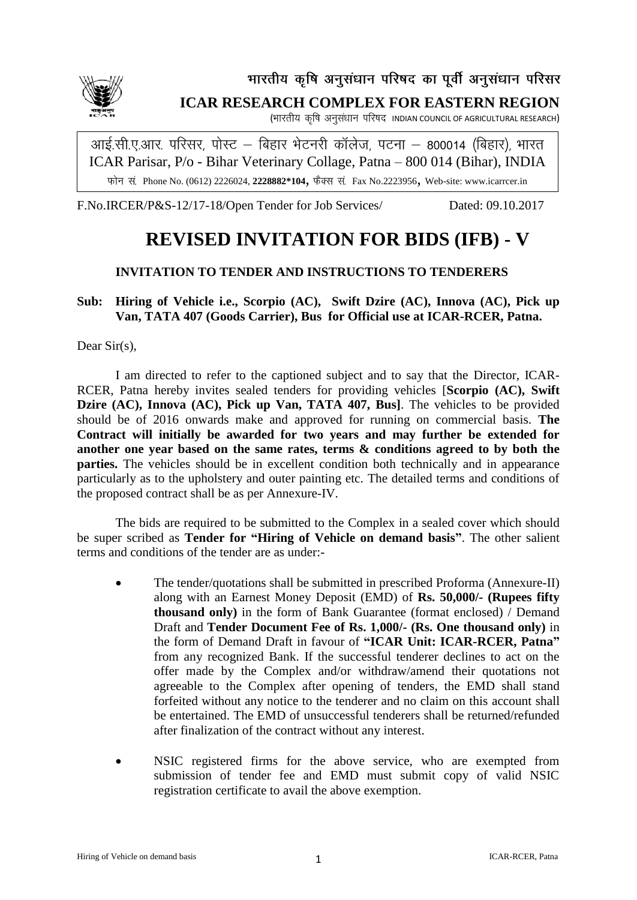# भारतीय कृषि अनुसंधान परिषद का पूर्वी अनुसंधान परिसर

**ICAR RESEARCH COMPLEX FOR EASTERN REGION**

(भारतीय कृषि अनुसंधान परिषद INDIAN COUNCIL OF AGRICULTURAL RESEARCH)

आई.सी.ए.आर. परिसर, पोस्ट – बिहार भेटनरी कॉलेज, पटना – 800014 (बिहार), भारत
ICAR Parisar, P/o - Bihar Veterinary Collage, Patna – 800 014 (Bihar), INDIA
फोन सं. Phone No. (0612) 2226024, **2228882*104**, फैक्स सं. Fax No.2223956, Web-site: www.icarrcer.in

F.No.IRCER/P&S-12/17-18/Open Tender for Job Services/ Dated: 09.10.2017

# REVISED INVITATION FOR BIDS (IFB) - V

### INVITATION TO TENDER AND INSTRUCTIONS TO TENDERERS

**Sub: Hiring of Vehicle i.e., Scorpio (AC), Swift Dzire (AC), Innova (AC), Pick up Van, TATA 407 (Goods Carrier), Bus for Official use at ICAR-RCER, Patna.**

Dear Sir(s),

I am directed to refer to the captioned subject and to say that the Director, ICAR-RCER, Patna hereby invites sealed tenders for providing vehicles [**Scorpio (AC), Swift Dzire (AC), Innova (AC), Pick up Van, TATA 407, Bus]**. The vehicles to be provided should be of 2016 onwards make and approved for running on commercial basis. **The Contract will initially be awarded for two years and may further be extended for another one year based on the same rates, terms & conditions agreed to by both the parties.** The vehicles should be in excellent condition both technically and in appearance particularly as to the upholstery and outer painting etc. The detailed terms and conditions of the proposed contract shall be as per Annexure-IV.

The bids are required to be submitted to the Complex in a sealed cover which should be super scribed as **Tender for "Hiring of Vehicle on demand basis"**. The other salient terms and conditions of the tender are as under:-

- The tender/quotations shall be submitted in prescribed Proforma (Annexure-II) along with an Earnest Money Deposit (EMD) of **Rs. 50,000/- (Rupees fifty thousand only)** in the form of Bank Guarantee (format enclosed) / Demand Draft and **Tender Document Fee of Rs. 1,000/- (Rs. One thousand only)** in the form of Demand Draft in favour of **"ICAR Unit: ICAR-RCER, Patna"** from any recognized Bank. If the successful tenderer declines to act on the offer made by the Complex and/or withdraw/amend their quotations not agreeable to the Complex after opening of tenders, the EMD shall stand forfeited without any notice to the tenderer and no claim on this account shall be entertained. The EMD of unsuccessful tenderers shall be returned/refunded after finalization of the contract without any interest.

- NSIC registered firms for the above service, who are exempted from submission of tender fee and EMD must submit copy of valid NSIC registration certificate to avail the above exemption.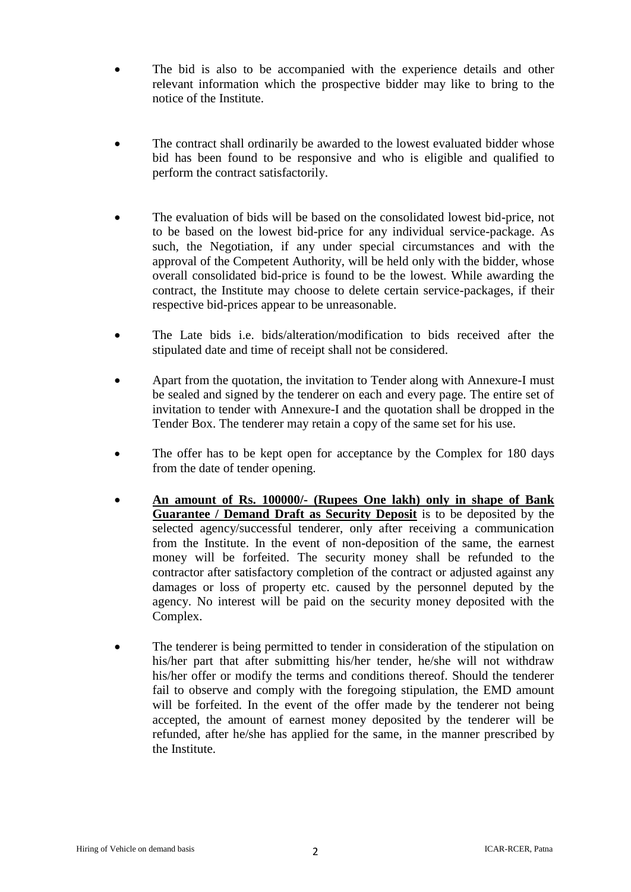- The bid is also to be accompanied with the experience details and other relevant information which the prospective bidder may like to bring to the notice of the Institute.

- The contract shall ordinarily be awarded to the lowest evaluated bidder whose bid has been found to be responsive and who is eligible and qualified to perform the contract satisfactorily.

- The evaluation of bids will be based on the consolidated lowest bid-price, not to be based on the lowest bid-price for any individual service-package. As such, the Negotiation, if any under special circumstances and with the approval of the Competent Authority, will be held only with the bidder, whose overall consolidated bid-price is found to be the lowest. While awarding the contract, the Institute may choose to delete certain service-packages, if their respective bid-prices appear to be unreasonable.

- The Late bids i.e. bids/alteration/modification to bids received after the stipulated date and time of receipt shall not be considered.

- Apart from the quotation, the invitation to Tender along with Annexure-I must be sealed and signed by the tenderer on each and every page. The entire set of invitation to tender with Annexure-I and the quotation shall be dropped in the Tender Box. The tenderer may retain a copy of the same set for his use.

- The offer has to be kept open for acceptance by the Complex for 180 days from the date of tender opening.

- **An amount of Rs. 100000/- (Rupees One lakh) only in shape of Bank Guarantee / Demand Draft as Security Deposit** is to be deposited by the selected agency/successful tenderer, only after receiving a communication from the Institute. In the event of non-deposition of the same, the earnest money will be forfeited. The security money shall be refunded to the contractor after satisfactory completion of the contract or adjusted against any damages or loss of property etc. caused by the personnel deputed by the agency. No interest will be paid on the security money deposited with the Complex.

- The tenderer is being permitted to tender in consideration of the stipulation on his/her part that after submitting his/her tender, he/she will not withdraw his/her offer or modify the terms and conditions thereof. Should the tenderer fail to observe and comply with the foregoing stipulation, the EMD amount will be forfeited. In the event of the offer made by the tenderer not being accepted, the amount of earnest money deposited by the tenderer will be refunded, after he/she has applied for the same, in the manner prescribed by the Institute.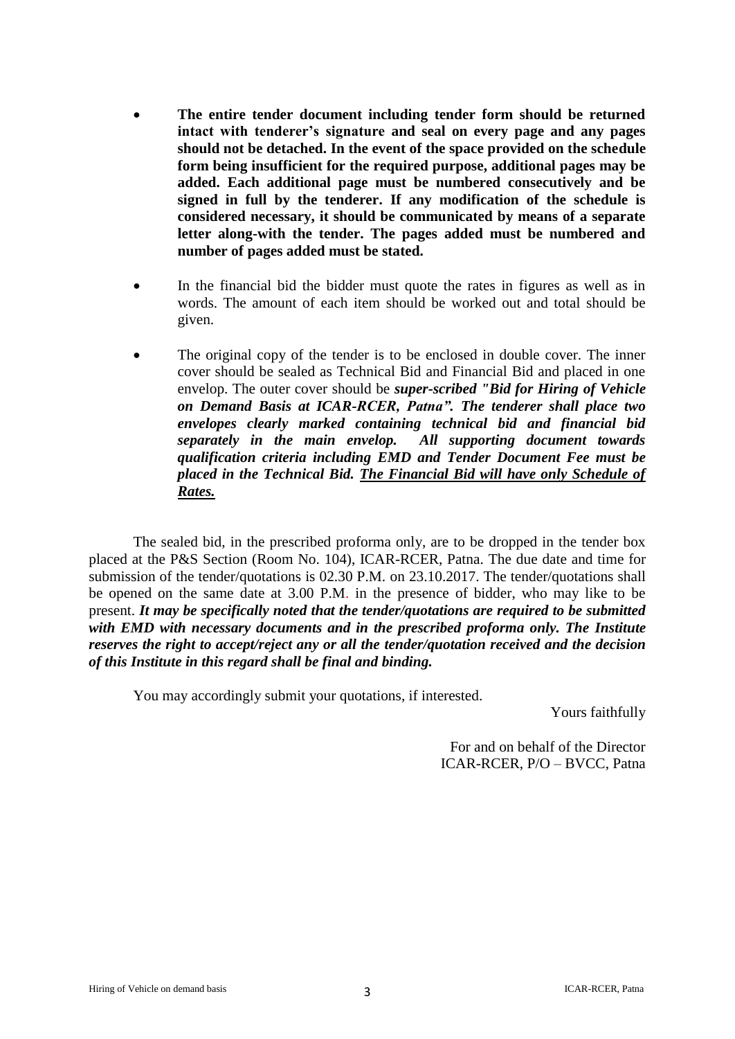- **The entire tender document including tender form should be returned intact with tenderer's signature and seal on every page and any pages should not be detached. In the event of the space provided on the schedule form being insufficient for the required purpose, additional pages may be added. Each additional page must be numbered consecutively and be signed in full by the tenderer. If any modification of the schedule is considered necessary, it should be communicated by means of a separate letter along-with the tender. The pages added must be numbered and number of pages added must be stated.**

- In the financial bid the bidder must quote the rates in figures as well as in words. The amount of each item should be worked out and total should be given.

- The original copy of the tender is to be enclosed in double cover. The inner cover should be sealed as Technical Bid and Financial Bid and placed in one envelop. The outer cover should be ***super-scribed "Bid for Hiring of Vehicle on Demand Basis at ICAR-RCER, Patna". The tenderer shall place two envelopes clearly marked containing technical bid and financial bid separately in the main envelop. All supporting document towards qualification criteria including EMD and Tender Document Fee must be placed in the Technical Bid. <u>The Financial Bid will have only Schedule of Rates.</u>***

The sealed bid, in the prescribed proforma only, are to be dropped in the tender box placed at the P&S Section (Room No. 104), ICAR-RCER, Patna. The due date and time for submission of the tender/quotations is 02.30 P.M. on 23.10.2017. The tender/quotations shall be opened on the same date at 3.00 P.M. in the presence of bidder, who may like to be present. ***It may be specifically noted that the tender/quotations are required to be submitted with EMD with necessary documents and in the prescribed proforma only. The Institute reserves the right to accept/reject any or all the tender/quotation received and the decision of this Institute in this regard shall be final and binding.***

You may accordingly submit your quotations, if interested.

Yours faithfully

For and on behalf of the Director
ICAR-RCER, P/O – BVCC, Patna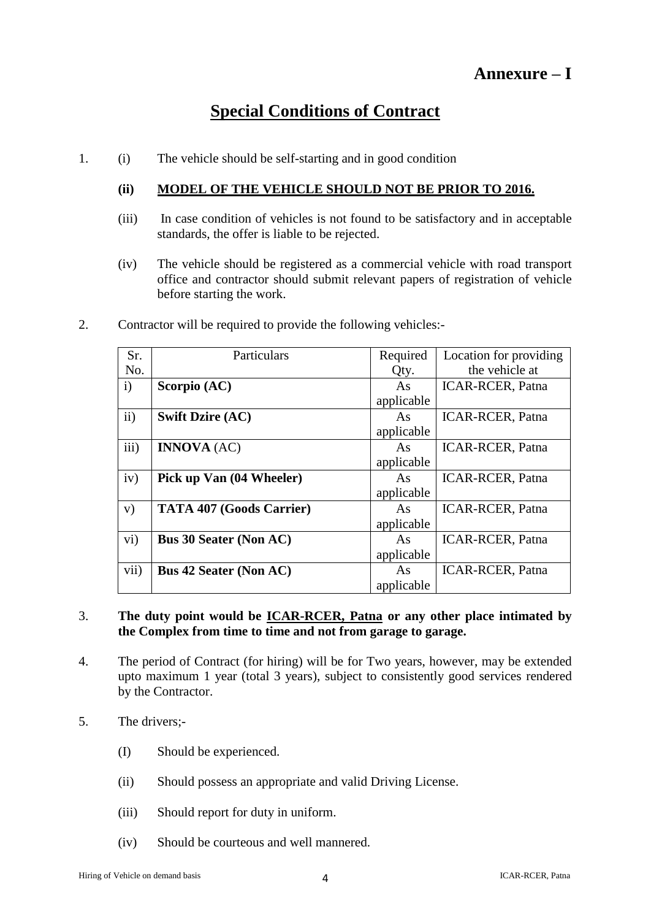# Annexure – I

## Special Conditions of Contract

1. (i) The vehicle should be self-starting and in good condition

   **(ii) MODEL OF THE VEHICLE SHOULD NOT BE PRIOR TO 2016.**

   (iii) In case condition of vehicles is not found to be satisfactory and in acceptable standards, the offer is liable to be rejected.

   (iv) The vehicle should be registered as a commercial vehicle with road transport office and contractor should submit relevant papers of registration of vehicle before starting the work.

2. Contractor will be required to provide the following vehicles:-

| Sr. No. | Particulars | Required Qty. | Location for providing the vehicle at |
|---|---|---|---|
| i) | **Scorpio (AC)** | As applicable | ICAR-RCER, Patna |
| ii) | **Swift Dzire (AC)** | As applicable | ICAR-RCER, Patna |
| iii) | **INNOVA** (AC) | As applicable | ICAR-RCER, Patna |
| iv) | **Pick up Van (04 Wheeler)** | As applicable | ICAR-RCER, Patna |
| v) | **TATA 407 (Goods Carrier)** | As applicable | ICAR-RCER, Patna |
| vi) | **Bus 30 Seater (Non AC)** | As applicable | ICAR-RCER, Patna |
| vii) | **Bus 42 Seater (Non AC)** | As applicable | ICAR-RCER, Patna |

3. **The duty point would be ICAR-RCER, Patna or any other place intimated by the Complex from time to time and not from garage to garage.**

4. The period of Contract (for hiring) will be for Two years, however, may be extended upto maximum 1 year (total 3 years), subject to consistently good services rendered by the Contractor.

5. The drivers;-

   (I) Should be experienced.

   (ii) Should possess an appropriate and valid Driving License.

   (iii) Should report for duty in uniform.

   (iv) Should be courteous and well mannered.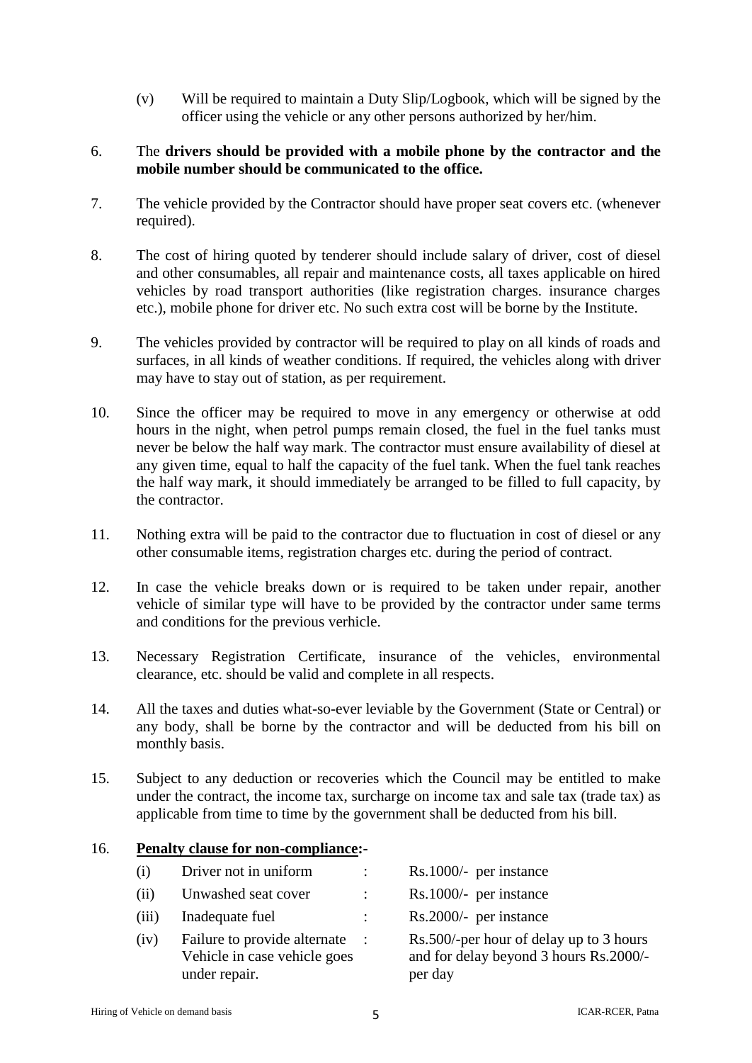(v) Will be required to maintain a Duty Slip/Logbook, which will be signed by the officer using the vehicle or any other persons authorized by her/him.

6. The **drivers should be provided with a mobile phone by the contractor and the mobile number should be communicated to the office.**

7. The vehicle provided by the Contractor should have proper seat covers etc. (whenever required).

8. The cost of hiring quoted by tenderer should include salary of driver, cost of diesel and other consumables, all repair and maintenance costs, all taxes applicable on hired vehicles by road transport authorities (like registration charges. insurance charges etc.), mobile phone for driver etc. No such extra cost will be borne by the Institute.

9. The vehicles provided by contractor will be required to play on all kinds of roads and surfaces, in all kinds of weather conditions. If required, the vehicles along with driver may have to stay out of station, as per requirement.

10. Since the officer may be required to move in any emergency or otherwise at odd hours in the night, when petrol pumps remain closed, the fuel in the fuel tanks must never be below the half way mark. The contractor must ensure availability of diesel at any given time, equal to half the capacity of the fuel tank. When the fuel tank reaches the half way mark, it should immediately be arranged to be filled to full capacity, by the contractor.

11. Nothing extra will be paid to the contractor due to fluctuation in cost of diesel or any other consumable items, registration charges etc. during the period of contract.

12. In case the vehicle breaks down or is required to be taken under repair, another vehicle of similar type will have to be provided by the contractor under same terms and conditions for the previous verhicle.

13. Necessary Registration Certificate, insurance of the vehicles, environmental clearance, etc. should be valid and complete in all respects.

14. All the taxes and duties what-so-ever leviable by the Government (State or Central) or any body, shall be borne by the contractor and will be deducted from his bill on monthly basis.

15. Subject to any deduction or recoveries which the Council may be entitled to make under the contract, the income tax, surcharge on income tax and sale tax (trade tax) as applicable from time to time by the government shall be deducted from his bill.

16. **<u>Penalty clause for non-compliance:-</u>**

| | | | |
|---|---|---|---|
| (i) | Driver not in uniform | : | Rs.1000/- per instance |
| (ii) | Unwashed seat cover | : | Rs.1000/- per instance |
| (iii) | Inadequate fuel | : | Rs.2000/- per instance |
| (iv) | Failure to provide alternate Vehicle in case vehicle goes under repair. | : | Rs.500/-per hour of delay up to 3 hours and for delay beyond 3 hours Rs.2000/- per day |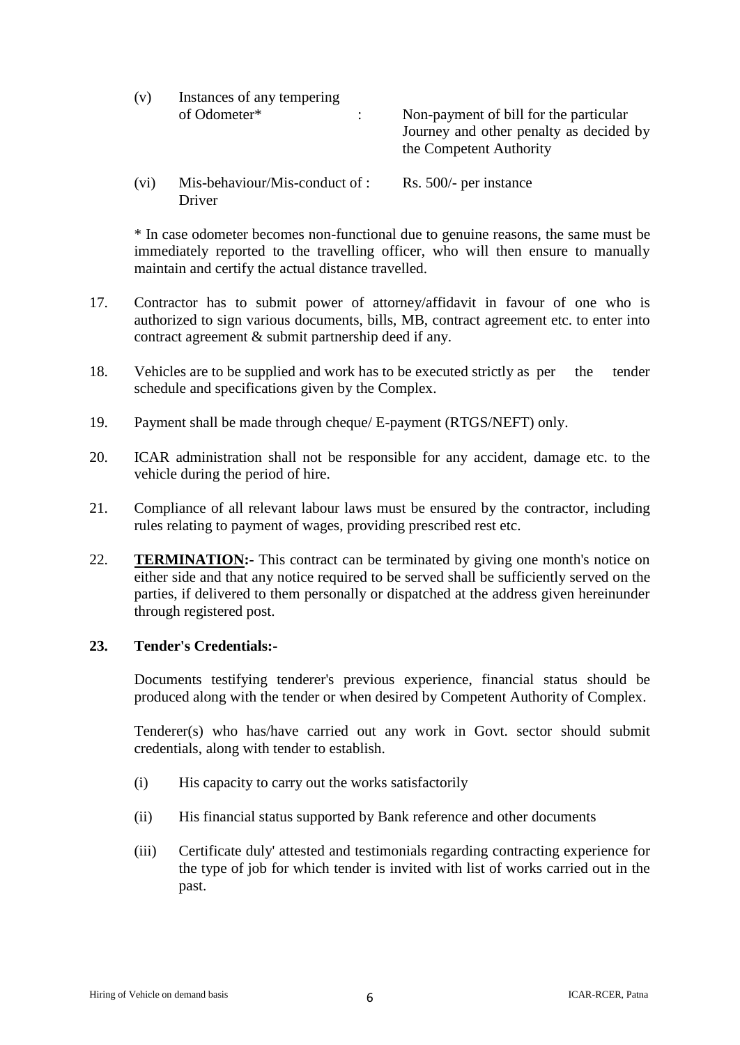(v) Instances of any tempering of Odometer* : Non-payment of bill for the particular Journey and other penalty as decided by the Competent Authority

(vi) Mis-behaviour/Mis-conduct of Driver : Rs. 500/- per instance

\* In case odometer becomes non-functional due to genuine reasons, the same must be immediately reported to the travelling officer, who will then ensure to manually maintain and certify the actual distance travelled.

17. Contractor has to submit power of attorney/affidavit in favour of one who is authorized to sign various documents, bills, MB, contract agreement etc. to enter into contract agreement & submit partnership deed if any.

18. Vehicles are to be supplied and work has to be executed strictly as per the tender schedule and specifications given by the Complex.

19. Payment shall be made through cheque/ E-payment (RTGS/NEFT) only.

20. ICAR administration shall not be responsible for any accident, damage etc. to the vehicle during the period of hire.

21. Compliance of all relevant labour laws must be ensured by the contractor, including rules relating to payment of wages, providing prescribed rest etc.

22. **TERMINATION:-** This contract can be terminated by giving one month's notice on either side and that any notice required to be served shall be sufficiently served on the parties, if delivered to them personally or dispatched at the address given hereinunder through registered post.

**23. Tender's Credentials:-**

Documents testifying tenderer's previous experience, financial status should be produced along with the tender or when desired by Competent Authority of Complex.

Tenderer(s) who has/have carried out any work in Govt. sector should submit credentials, along with tender to establish.

(i) His capacity to carry out the works satisfactorily

(ii) His financial status supported by Bank reference and other documents

(iii) Certificate duly' attested and testimonials regarding contracting experience for the type of job for which tender is invited with list of works carried out in the past.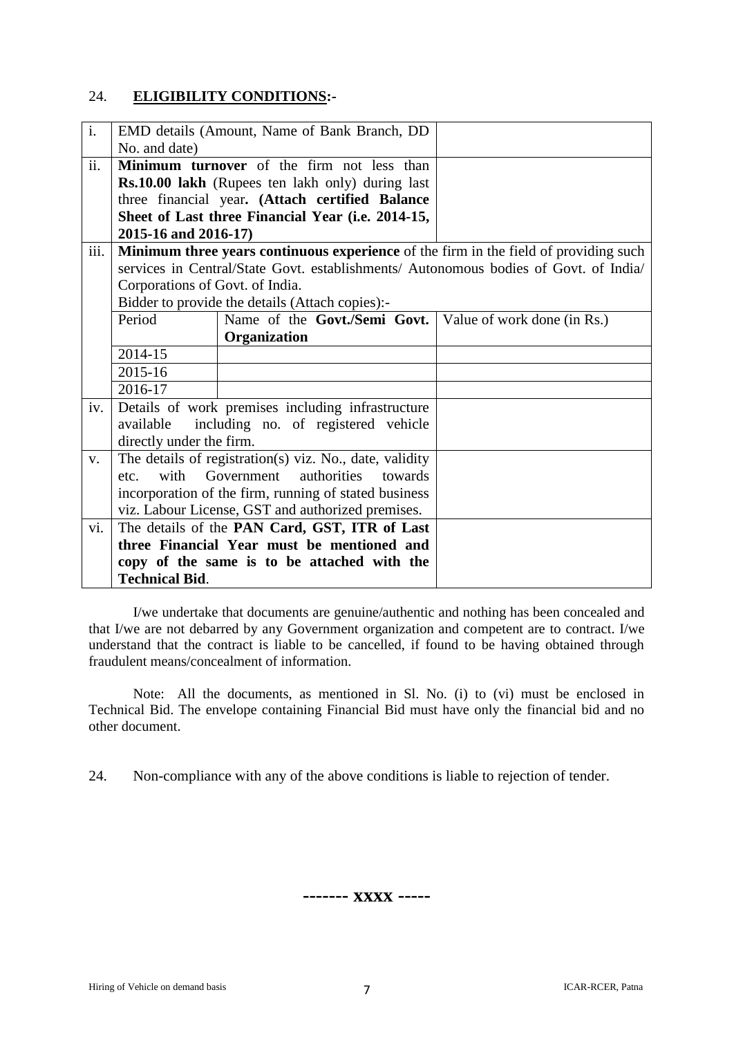## 24. **ELIGIBILITY CONDITIONS:-**

| | | | |
|---|---|---|---|
| i. | EMD details (Amount, Name of Bank Branch, DD No. and date) | | |
| ii. | **Minimum turnover** of the firm not less than **Rs.10.00 lakh** (Rupees ten lakh only) during last three financial year**. (Attach certified Balance Sheet of Last three Financial Year (i.e. 2014-15, 2015-16 and 2016-17)** | | |
| iii. | **Minimum three years continuous experience** of the firm in the field of providing such services in Central/State Govt. establishments/ Autonomous bodies of Govt. of India/ Corporations of Govt. of India.<br>Bidder to provide the details (Attach copies):- | | |
| | Period | Name of the **Govt./Semi Govt. Organization** | Value of work done (in Rs.) |
| | 2014-15 | | |
| | 2015-16 | | |
| | 2016-17 | | |
| iv. | Details of work premises including infrastructure available including no. of registered vehicle directly under the firm. | | |
| v. | The details of registration(s) viz. No., date, validity etc. with Government authorities towards incorporation of the firm, running of stated business viz. Labour License, GST and authorized premises. | | |
| vi. | The details of the **PAN Card, GST, ITR of Last three Financial Year must be mentioned and copy of the same is to be attached with the Technical Bid**. | | |

I/we undertake that documents are genuine/authentic and nothing has been concealed and that I/we are not debarred by any Government organization and competent are to contract. I/we understand that the contract is liable to be cancelled, if found to be having obtained through fraudulent means/concealment of information.

Note: All the documents, as mentioned in Sl. No. (i) to (vi) must be enclosed in Technical Bid. The envelope containing Financial Bid must have only the financial bid and no other document.

24. Non-compliance with any of the above conditions is liable to rejection of tender.

**------- xxxx -----**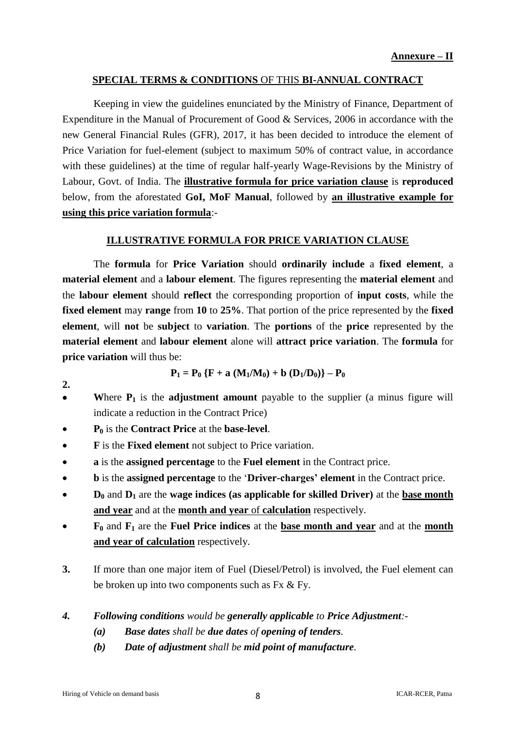**Annexure – II**

## **SPECIAL TERMS & CONDITIONS** OF THIS **BI-ANNUAL CONTRACT**

Keeping in view the guidelines enunciated by the Ministry of Finance, Department of Expenditure in the Manual of Procurement of Good & Services, 2006 in accordance with the new General Financial Rules (GFR), 2017, it has been decided to introduce the element of Price Variation for fuel-element (subject to maximum 50% of contract value, in accordance with these guidelines) at the time of regular half-yearly Wage-Revisions by the Ministry of Labour, Govt. of India. The **illustrative formula for price variation clause** is **reproduced** below, from the aforestated **GoI, MoF Manual**, followed by **an illustrative example for using this price variation formula**:-

## **ILLUSTRATIVE FORMULA FOR PRICE VARIATION CLAUSE**

The **formula** for **Price Variation** should **ordinarily include** a **fixed element**, a **material element** and a **labour element**. The figures representing the **material element** and the **labour element** should **reflect** the corresponding proportion of **input costs**, while the **fixed element** may **range** from **10** to **25%**. That portion of the price represented by the **fixed element**, will **not** be **subject** to **variation**. The **portions** of the **price** represented by the **material element** and **labour element** alone will **attract price variation**. The **formula** for **price variation** will thus be:

$$P_1 = P_0 \{F + a (M_1/M_0) + b (D_1/D_0)\} – P_0$$

**2.**

- **W**here $P_1$ is the **adjustment amount** payable to the supplier (a minus figure will indicate a reduction in the Contract Price)
- $P_0$ is the **Contract Price** at the **base-level**.
- **F** is the **Fixed element** not subject to Price variation.
- **a** is the **assigned percentage** to the **Fuel element** in the Contract price.
- **b** is the **assigned percentage** to the '**Driver-charges' element** in the Contract price.
- $D_0$ and $D_1$ are the **wage indices (as applicable for skilled Driver)** at the **base month and year** and at the **month and year of calculation** respectively.
- $F_0$ and $F_1$ are the **Fuel Price indices** at the **base month and year** and at the **month and year of calculation** respectively.

**3.** If more than one major item of Fuel (Diesel/Petrol) is involved, the Fuel element can be broken up into two components such as Fx & Fy.

***4.*** ***Following conditions*** *would be* ***generally applicable*** *to* ***Price Adjustment****:-*

- ***(a)*** ***Base dates*** *shall be* ***due dates*** *of* ***opening of tenders****.*
- ***(b)*** ***Date of adjustment*** *shall be* ***mid point of manufacture****.*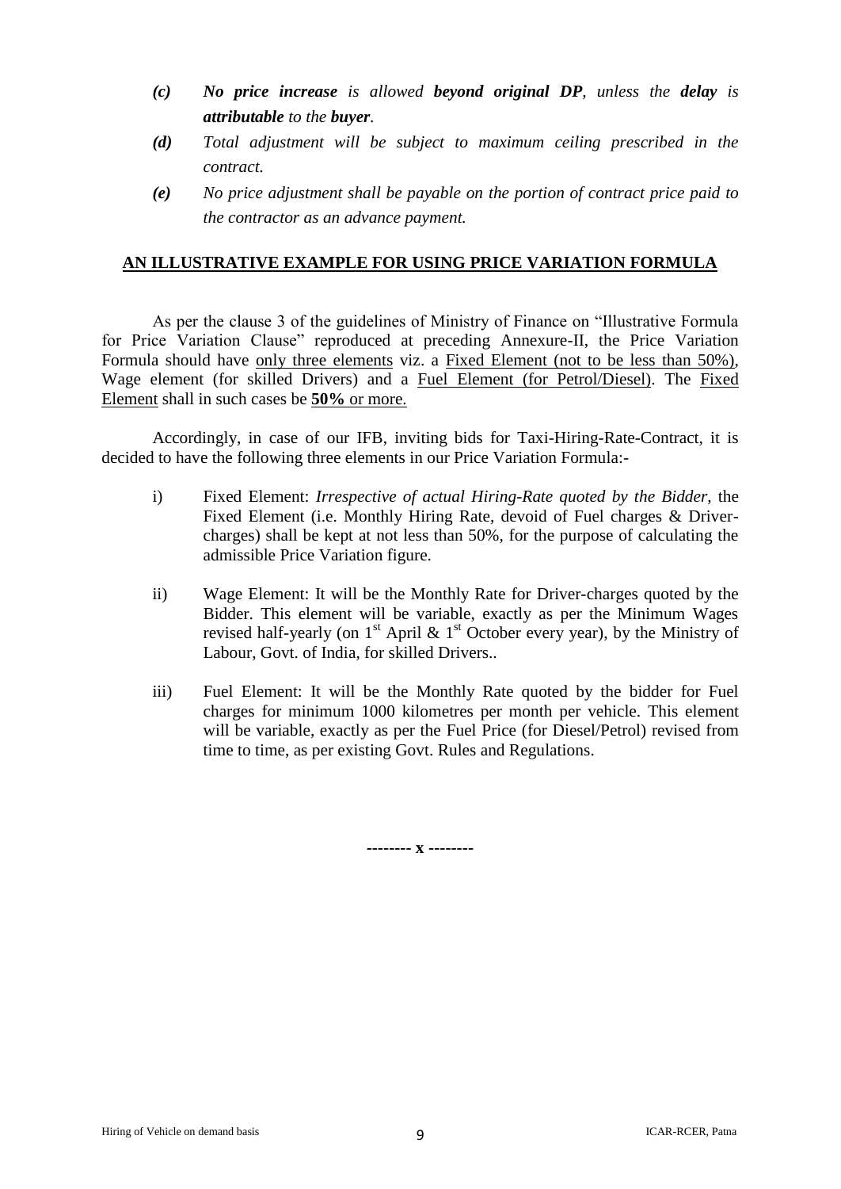- ***(c)*** ***No price increase** is allowed **beyond original DP**, unless the **delay** is **attributable** to the **buyer**.*
- ***(d)*** *Total adjustment will be subject to maximum ceiling prescribed in the contract.*
- ***(e)*** *No price adjustment shall be payable on the portion of contract price paid to the contractor as an advance payment.*

## AN ILLUSTRATIVE EXAMPLE FOR USING PRICE VARIATION FORMULA

As per the clause 3 of the guidelines of Ministry of Finance on "Illustrative Formula for Price Variation Clause" reproduced at preceding Annexure-II, the Price Variation Formula should have only three elements viz. a Fixed Element (not to be less than 50%), Wage element (for skilled Drivers) and a Fuel Element (for Petrol/Diesel). The Fixed Element shall in such cases be **50%** or more.

Accordingly, in case of our IFB, inviting bids for Taxi-Hiring-Rate-Contract, it is decided to have the following three elements in our Price Variation Formula:-

i) Fixed Element: *Irrespective of actual Hiring-Rate quoted by the Bidder*, the Fixed Element (i.e. Monthly Hiring Rate, devoid of Fuel charges & Driver-charges) shall be kept at not less than 50%, for the purpose of calculating the admissible Price Variation figure.

ii) Wage Element: It will be the Monthly Rate for Driver-charges quoted by the Bidder. This element will be variable, exactly as per the Minimum Wages revised half-yearly (on 1st April & 1st October every year), by the Ministry of Labour, Govt. of India, for skilled Drivers..

iii) Fuel Element: It will be the Monthly Rate quoted by the bidder for Fuel charges for minimum 1000 kilometres per month per vehicle. This element will be variable, exactly as per the Fuel Price (for Diesel/Petrol) revised from time to time, as per existing Govt. Rules and Regulations.

-------- x --------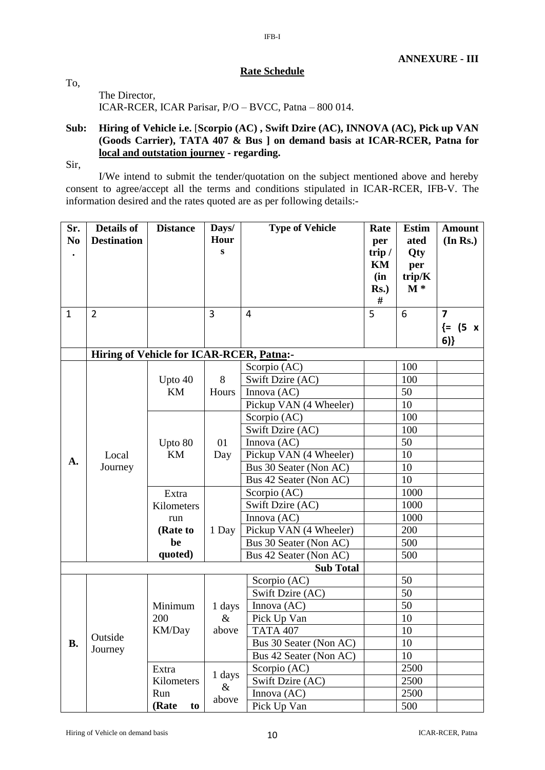**ANNEXURE - III**

**Rate Schedule**

To,

The Director,
ICAR-RCER, ICAR Parisar, P/O – BVCC, Patna – 800 014.

**Sub: Hiring of Vehicle i.e. [Scorpio (AC) , Swift Dzire (AC), INNOVA (AC), Pick up VAN (Goods Carrier), TATA 407 & Bus ] on demand basis at ICAR-RCER, Patna for local and outstation journey - regarding.**

Sir,

I/We intend to submit the tender/quotation on the subject mentioned above and hereby consent to agree/accept all the terms and conditions stipulated in ICAR-RCER, IFB-V. The information desired and the rates quoted are as per following details:-

| Sr. No. | Details of Destination | Distance | Days/ Hours | Type of Vehicle | Rate per trip / KM (in Rs.) # | Estimated Qty per trip/KM * | Amount (In Rs.) |
|---|---|---|---|---|---|---|---|
| 1 | 2 | | 3 | 4 | 5 | 6 | 7 {= (5 x 6)} |
| | **Hiring of Vehicle for ICAR-RCER, Patna:-** | | | | | | |
| A. | Local Journey | Upto 40 KM | 8 Hours | Scorpio (AC) | | 100 | |
| | | | | Swift Dzire (AC) | | 100 | |
| | | | | Innova (AC) | | 50 | |
| | | | | Pickup VAN (4 Wheeler) | | 10 | |
| | | Upto 80 KM | 01 Day | Scorpio (AC) | | 100 | |
| | | | | Swift Dzire (AC) | | 100 | |
| | | | | Innova (AC) | | 50 | |
| | | | | Pickup VAN (4 Wheeler) | | 10 | |
| | | | | Bus 30 Seater (Non AC) | | 10 | |
| | | | | Bus 42 Seater (Non AC) | | 10 | |
| | | Extra Kilometers run **(Rate to be quoted)** | 1 Day | Scorpio (AC) | | 1000 | |
| | | | | Swift Dzire (AC) | | 1000 | |
| | | | | Innova (AC) | | 1000 | |
| | | | | Pickup VAN (4 Wheeler) | | 200 | |
| | | | | Bus 30 Seater (Non AC) | | 500 | |
| | | | | Bus 42 Seater (Non AC) | | 500 | |
| | | | | **Sub Total** | | | |
| B. | Outside Journey | Minimum 200 KM/Day | 1 days & above | Scorpio (AC) | | 50 | |
| | | | | Swift Dzire (AC) | | 50 | |
| | | | | Innova (AC) | | 50 | |
| | | | | Pick Up Van | | 10 | |
| | | | | TATA 407 | | 10 | |
| | | | | Bus 30 Seater (Non AC) | | 10 | |
| | | | | Bus 42 Seater (Non AC) | | 10 | |
| | | Extra Kilometers Run **(Rate to** | 1 days & above | Scorpio (AC) | | 2500 | |
| | | | | Swift Dzire (AC) | | 2500 | |
| | | | | Innova (AC) | | 2500 | |
| | | | | Pick Up Van | | 500 | |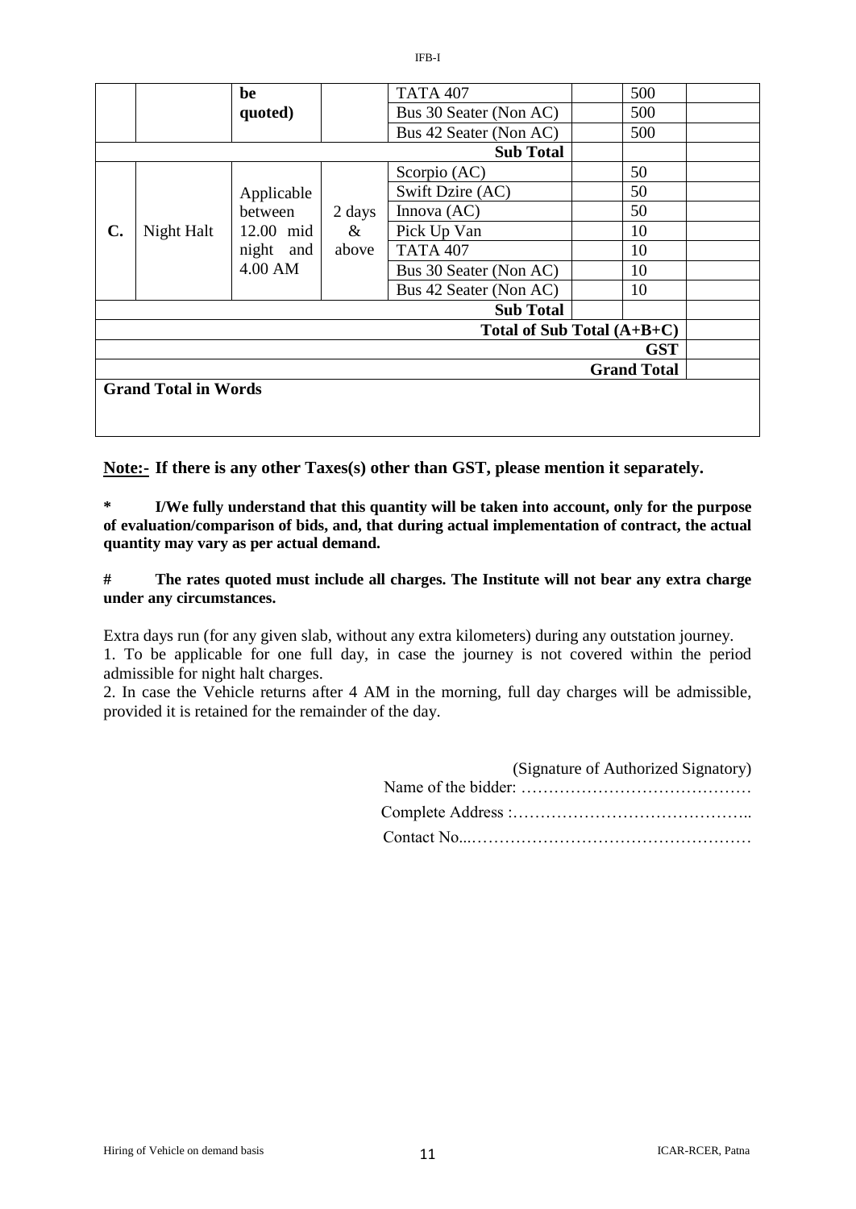| | | be quoted) | | TATA 407 | | 500 | |
|---|---|---|---|---|---|---|---|
| | | | | Bus 30 Seater (Non AC) | | 500 | |
| | | | | Bus 42 Seater (Non AC) | | 500 | |
| **Sub Total** | | | | | | | |
| **C.** | Night Halt | Applicable between 12.00 mid night and 4.00 AM | 2 days & above | Scorpio (AC) | | 50 | |
| | | | | Swift Dzire (AC) | | 50 | |
| | | | | Innova (AC) | | 50 | |
| | | | | Pick Up Van | | 10 | |
| | | | | TATA 407 | | 10 | |
| | | | | Bus 30 Seater (Non AC) | | 10 | |
| | | | | Bus 42 Seater (Non AC) | | 10 | |
| **Sub Total** | | | | | | | |
| **Total of Sub Total (A+B+C)** | | | | | | | |
| **GST** | | | | | | | |
| **Grand Total** | | | | | | | |
| **Grand Total in Words** | | | | | | | |

**Note:- If there is any other Taxes(s) other than GST, please mention it separately.**

**\* I/We fully understand that this quantity will be taken into account, only for the purpose of evaluation/comparison of bids, and, that during actual implementation of contract, the actual quantity may vary as per actual demand.**

**# The rates quoted must include all charges. The Institute will not bear any extra charge under any circumstances.**

Extra days run (for any given slab, without any extra kilometers) during any outstation journey.

1. To be applicable for one full day, in case the journey is not covered within the period admissible for night halt charges.
2. In case the Vehicle returns after 4 AM in the morning, full day charges will be admissible, provided it is retained for the remainder of the day.

(Signature of Authorized Signatory)

Name of the bidder: ……………………………………

Complete Address :……………………………………..

Contact No...……………………………………………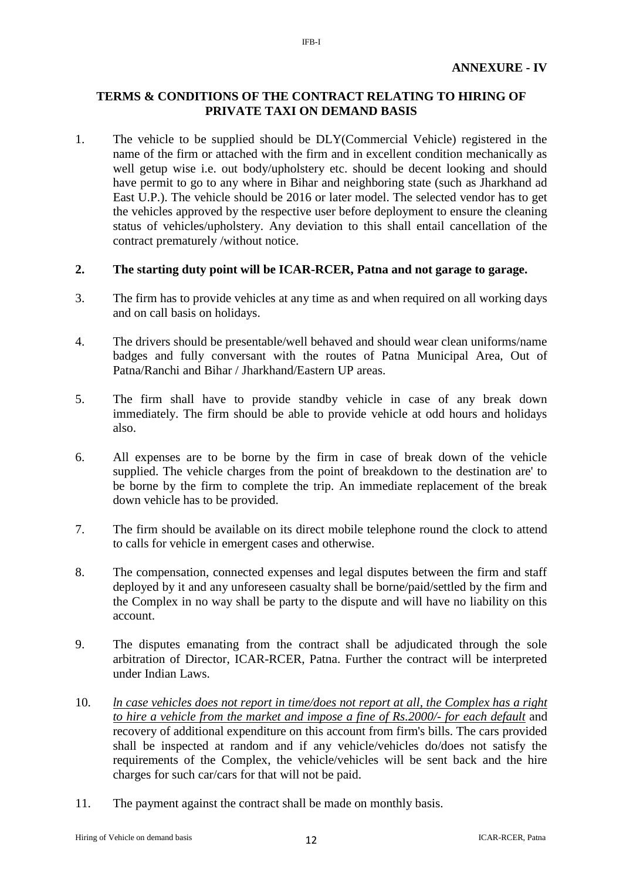**ANNEXURE - IV**

## TERMS & CONDITIONS OF THE CONTRACT RELATING TO HIRING OF PRIVATE TAXI ON DEMAND BASIS

1. The vehicle to be supplied should be DLY(Commercial Vehicle) registered in the name of the firm or attached with the firm and in excellent condition mechanically as well getup wise i.e. out body/upholstery etc. should be decent looking and should have permit to go to any where in Bihar and neighboring state (such as Jharkhand ad East U.P.). The vehicle should be 2016 or later model. The selected vendor has to get the vehicles approved by the respective user before deployment to ensure the cleaning status of vehicles/upholstery. Any deviation to this shall entail cancellation of the contract prematurely /without notice.

2. **The starting duty point will be ICAR-RCER, Patna and not garage to garage.**

3. The firm has to provide vehicles at any time as and when required on all working days and on call basis on holidays.

4. The drivers should be presentable/well behaved and should wear clean uniforms/name badges and fully conversant with the routes of Patna Municipal Area, Out of Patna/Ranchi and Bihar / Jharkhand/Eastern UP areas.

5. The firm shall have to provide standby vehicle in case of any break down immediately. The firm should be able to provide vehicle at odd hours and holidays also.

6. All expenses are to be borne by the firm in case of break down of the vehicle supplied. The vehicle charges from the point of breakdown to the destination are' to be borne by the firm to complete the trip. An immediate replacement of the break down vehicle has to be provided.

7. The firm should be available on its direct mobile telephone round the clock to attend to calls for vehicle in emergent cases and otherwise.

8. The compensation, connected expenses and legal disputes between the firm and staff deployed by it and any unforeseen casualty shall be borne/paid/settled by the firm and the Complex in no way shall be party to the dispute and will have no liability on this account.

9. The disputes emanating from the contract shall be adjudicated through the sole arbitration of Director, ICAR-RCER, Patna. Further the contract will be interpreted under Indian Laws.

10. *ln case vehicles does not report in time/does not report at all, the Complex has a right to hire a vehicle from the market and impose a fine of Rs.2000/- for each default* and recovery of additional expenditure on this account from firm's bills. The cars provided shall be inspected at random and if any vehicle/vehicles do/does not satisfy the requirements of the Complex, the vehicle/vehicles will be sent back and the hire charges for such car/cars for that will not be paid.

11. The payment against the contract shall be made on monthly basis.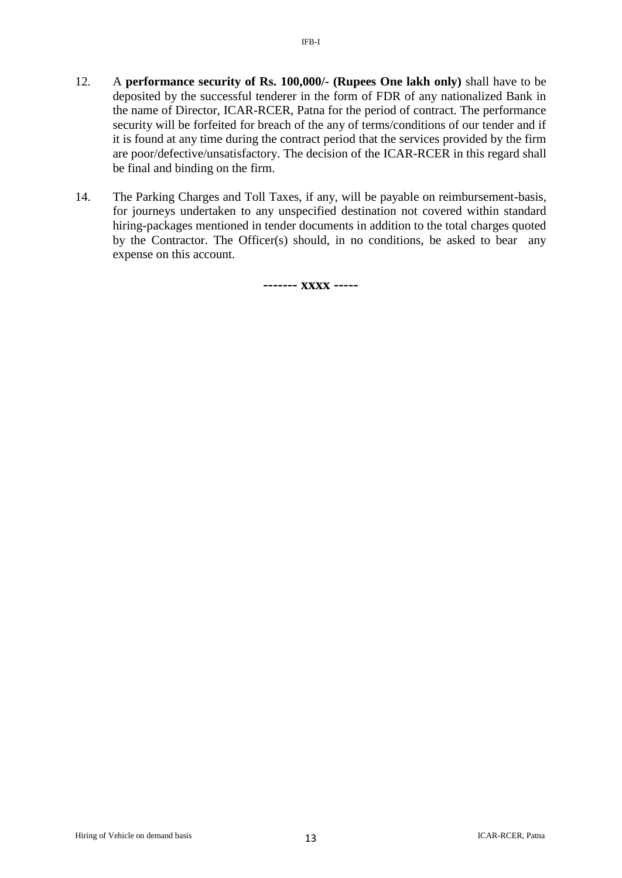12. A **performance security of Rs. 100,000/- (Rupees One lakh only)** shall have to be deposited by the successful tenderer in the form of FDR of any nationalized Bank in the name of Director, ICAR-RCER, Patna for the period of contract. The performance security will be forfeited for breach of the any of terms/conditions of our tender and if it is found at any time during the contract period that the services provided by the firm are poor/defective/unsatisfactory. The decision of the ICAR-RCER in this regard shall be final and binding on the firm.

14. The Parking Charges and Toll Taxes, if any, will be payable on reimbursement-basis, for journeys undertaken to any unspecified destination not covered within standard hiring-packages mentioned in tender documents in addition to the total charges quoted by the Contractor. The Officer(s) should, in no conditions, be asked to bear any expense on this account.

**------- xxxx -----**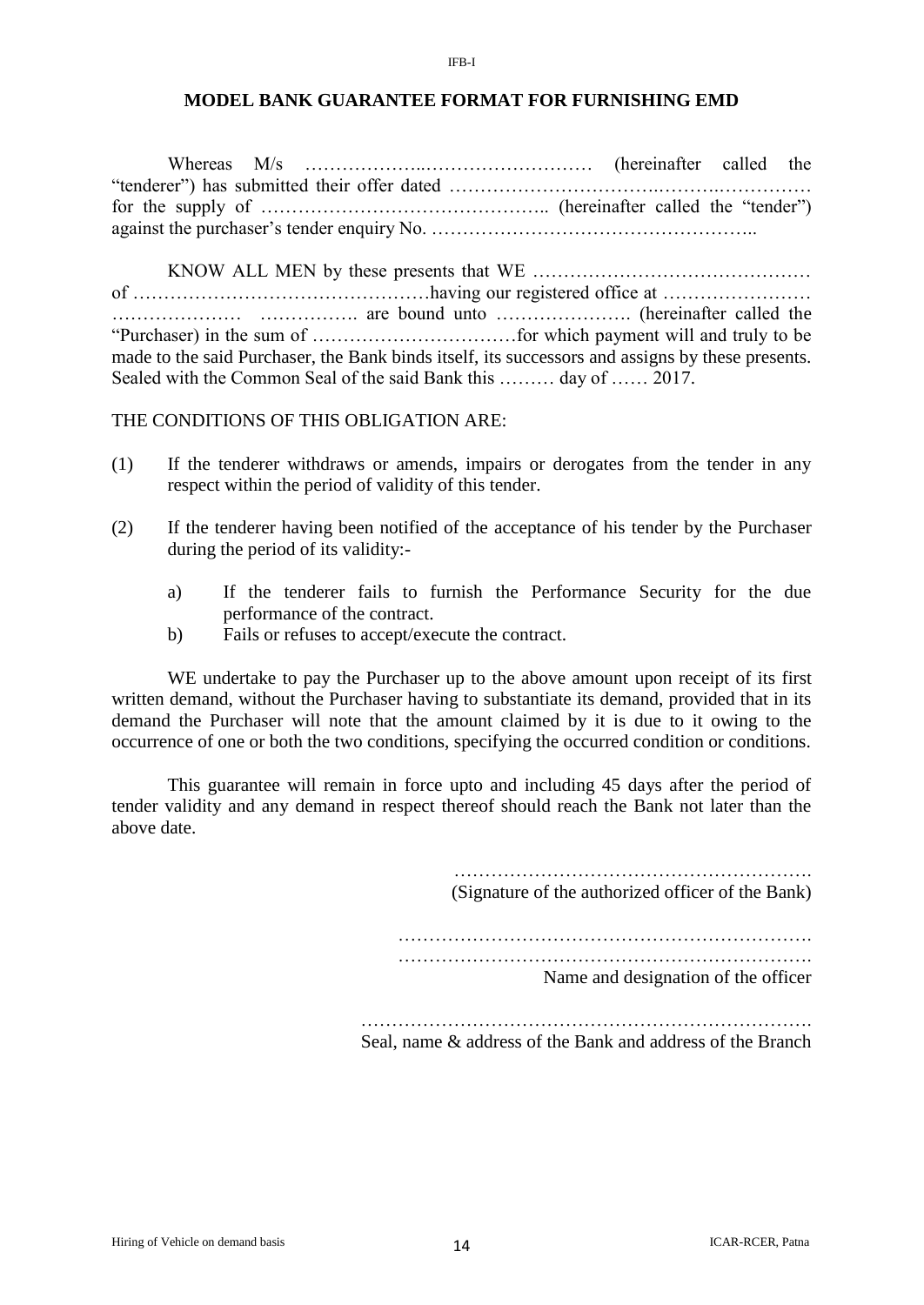IFB-I

## MODEL BANK GUARANTEE FORMAT FOR FURNISHING EMD

Whereas M/s ………………..……………………… (hereinafter called the "tenderer") has submitted their offer dated ………………………….……….…………… for the supply of ……………………………………….. (hereinafter called the "tender") against the purchaser's tender enquiry No. ……………………………………………..

KNOW ALL MEN by these presents that WE ……………………………………… of …………………………………………having our registered office at …………………… ………………… ……………. are bound unto …………………. (hereinafter called the "Purchaser) in the sum of ……………………………for which payment will and truly to be made to the said Purchaser, the Bank binds itself, its successors and assigns by these presents. Sealed with the Common Seal of the said Bank this ……… day of …… 2017.

THE CONDITIONS OF THIS OBLIGATION ARE:

(1) If the tenderer withdraws or amends, impairs or derogates from the tender in any respect within the period of validity of this tender.

(2) If the tenderer having been notified of the acceptance of his tender by the Purchaser during the period of its validity:-

  a) If the tenderer fails to furnish the Performance Security for the due performance of the contract.
  b) Fails or refuses to accept/execute the contract.

WE undertake to pay the Purchaser up to the above amount upon receipt of its first written demand, without the Purchaser having to substantiate its demand, provided that in its demand the Purchaser will note that the amount claimed by it is due to it owing to the occurrence of one or both the two conditions, specifying the occurred condition or conditions.

This guarantee will remain in force upto and including 45 days after the period of tender validity and any demand in respect thereof should reach the Bank not later than the above date.

………………………………………………….
(Signature of the authorized officer of the Bank)

………………………………………………………….
………………………………………………………….
Name and designation of the officer

……………………………………………………………….
Seal, name & address of the Bank and address of the Branch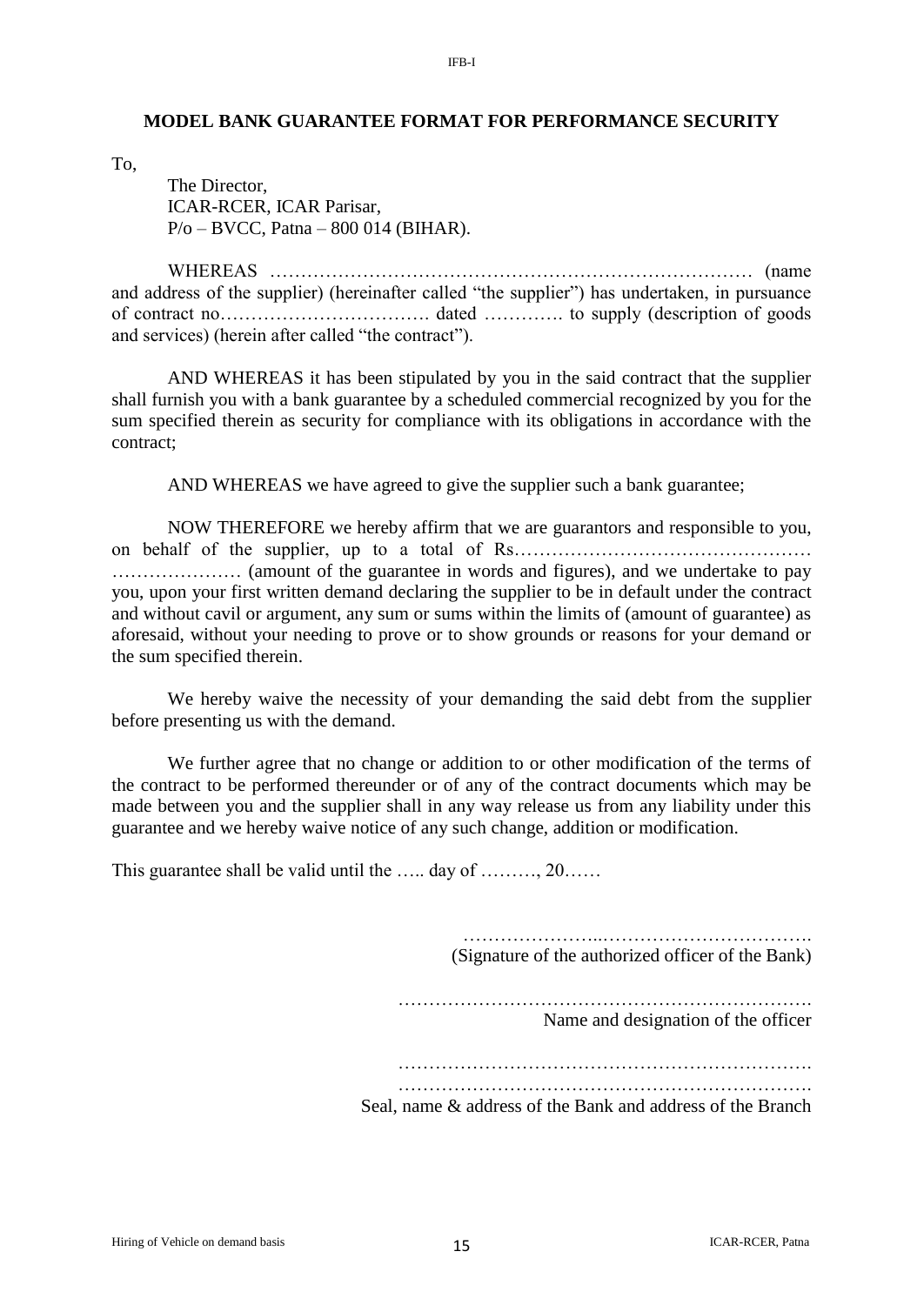## MODEL BANK GUARANTEE FORMAT FOR PERFORMANCE SECURITY

To,

The Director,
ICAR-RCER, ICAR Parisar,
P/o – BVCC, Patna – 800 014 (BIHAR).

WHEREAS ……………………………………………………………………… (name and address of the supplier) (hereinafter called "the supplier") has undertaken, in pursuance of contract no……………………………. dated …………. to supply (description of goods and services) (herein after called "the contract").

AND WHEREAS it has been stipulated by you in the said contract that the supplier shall furnish you with a bank guarantee by a scheduled commercial recognized by you for the sum specified therein as security for compliance with its obligations in accordance with the contract;

AND WHEREAS we have agreed to give the supplier such a bank guarantee;

NOW THEREFORE we hereby affirm that we are guarantors and responsible to you, on behalf of the supplier, up to a total of Rs………………………………………… ………………… (amount of the guarantee in words and figures), and we undertake to pay you, upon your first written demand declaring the supplier to be in default under the contract and without cavil or argument, any sum or sums within the limits of (amount of guarantee) as aforesaid, without your needing to prove or to show grounds or reasons for your demand or the sum specified therein.

We hereby waive the necessity of your demanding the said debt from the supplier before presenting us with the demand.

We further agree that no change or addition to or other modification of the terms of the contract to be performed thereunder or of any of the contract documents which may be made between you and the supplier shall in any way release us from any liability under this guarantee and we hereby waive notice of any such change, addition or modification.

This guarantee shall be valid until the ….. day of ………, 20……

…………………...…………………………….
(Signature of the authorized officer of the Bank)

………………………………………………………….
Name and designation of the officer

………………………………………………………….
………………………………………………………….
Seal, name & address of the Bank and address of the Branch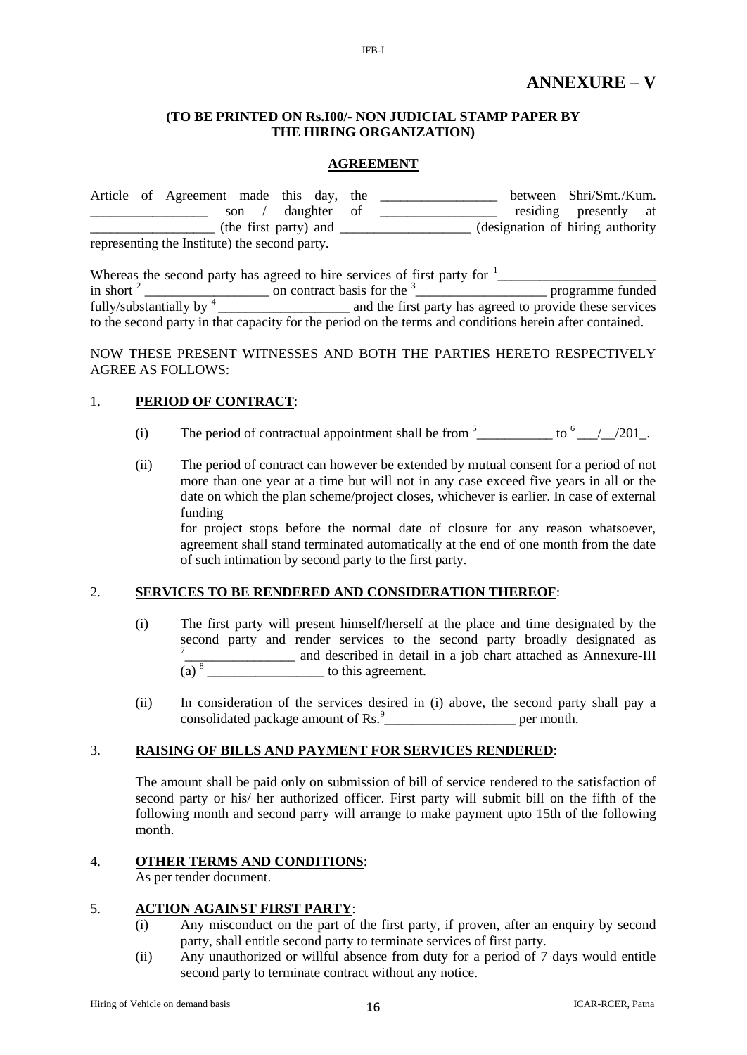# ANNEXURE – V

**(TO BE PRINTED ON Rs.I00/- NON JUDICIAL STAMP PAPER BY THE HIRING ORGANIZATION)**

**AGREEMENT**

Article of Agreement made this day, the _________________ between Shri/Smt./Kum. _________________ son / daughter of _________________ residing presently at __________________ (the first party) and ___________________ (designation of hiring authority representing the Institute) the second party.

Whereas the second party has agreed to hire services of first party for [1]_______________________ in short [2] __________________ on contract basis for the [3]___________________ programme funded fully/substantially by [4]___________________ and the first party has agreed to provide these services to the second party in that capacity for the period on the terms and conditions herein after contained.

NOW THESE PRESENT WITNESSES AND BOTH THE PARTIES HERETO RESPECTIVELY AGREE AS FOLLOWS:

1. **PERIOD OF CONTRACT**:

   (i) The period of contractual appointment shall be from [5]___________ to [6]___/__/201_.

   (ii) The period of contract can however be extended by mutual consent for a period of not more than one year at a time but will not in any case exceed five years in all or the date on which the plan scheme/project closes, whichever is earlier. In case of external funding for project stops before the normal date of closure for any reason whatsoever, agreement shall stand terminated automatically at the end of one month from the date of such intimation by second party to the first party.

2. **SERVICES TO BE RENDERED AND CONSIDERATION THEREOF**:

   (i) The first party will present himself/herself at the place and time designated by the second party and render services to the second party broadly designated as [7]________________ and described in detail in a job chart attached as Annexure-III (a) [8] _________________ to this agreement.

   (ii) In consideration of the services desired in (i) above, the second party shall pay a consolidated package amount of Rs.[9]___________________ per month.

3. **RAISING OF BILLS AND PAYMENT FOR SERVICES RENDERED**:

   The amount shall be paid only on submission of bill of service rendered to the satisfaction of second party or his/ her authorized officer. First party will submit bill on the fifth of the following month and second parry will arrange to make payment upto 15th of the following month.

4. **OTHER TERMS AND CONDITIONS**:
   As per tender document.

5. **ACTION AGAINST FIRST PARTY**:

   (i) Any misconduct on the part of the first party, if proven, after an enquiry by second party, shall entitle second party to terminate services of first party.

   (ii) Any unauthorized or willful absence from duty for a period of 7 days would entitle second party to terminate contract without any notice.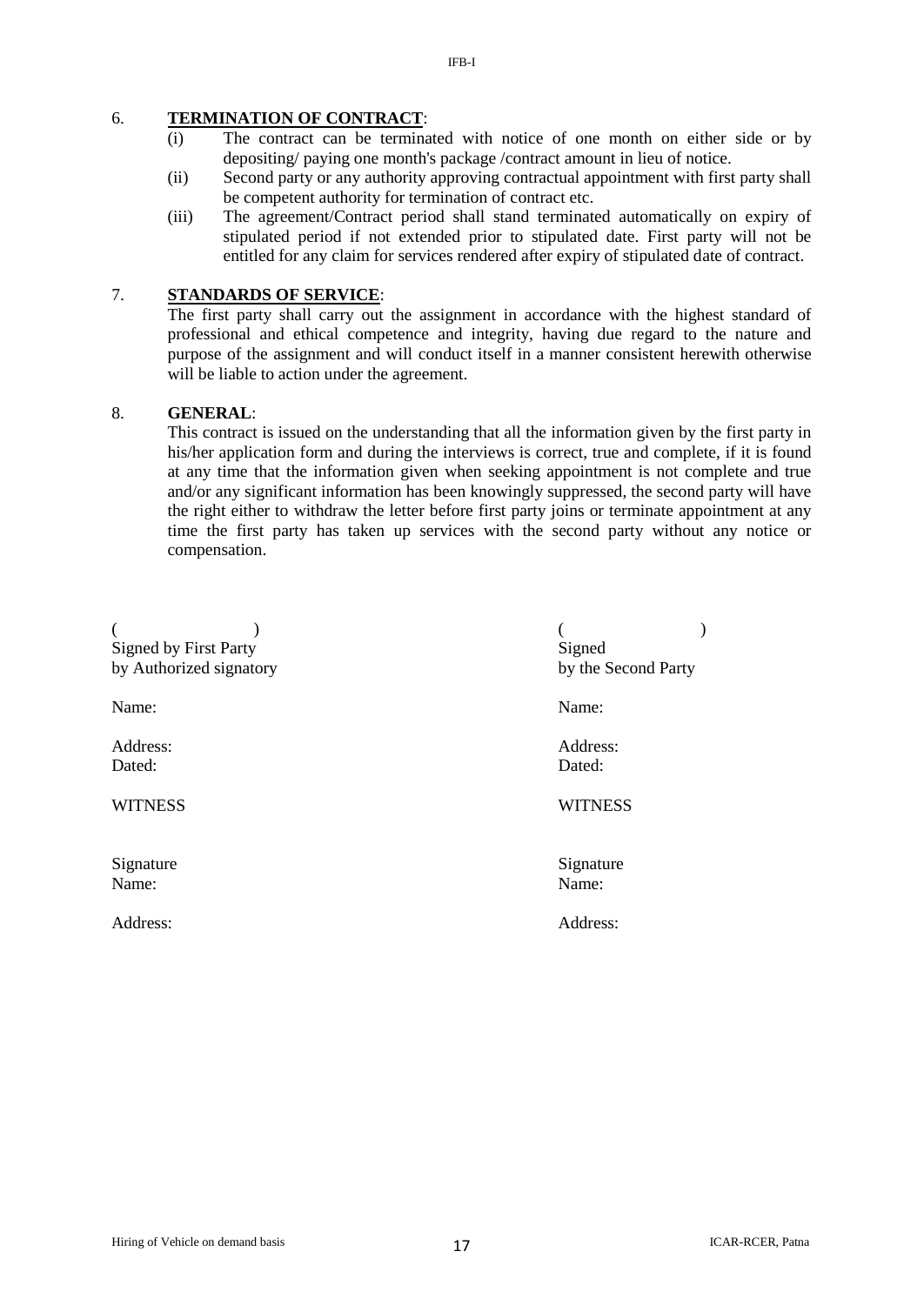6. **TERMINATION OF CONTRACT**:

   (i) The contract can be terminated with notice of one month on either side or by depositing/ paying one month's package /contract amount in lieu of notice.

   (ii) Second party or any authority approving contractual appointment with first party shall be competent authority for termination of contract etc.

   (iii) The agreement/Contract period shall stand terminated automatically on expiry of stipulated period if not extended prior to stipulated date. First party will not be entitled for any claim for services rendered after expiry of stipulated date of contract.

7. **STANDARDS OF SERVICE**:

   The first party shall carry out the assignment in accordance with the highest standard of professional and ethical competence and integrity, having due regard to the nature and purpose of the assignment and will conduct itself in a manner consistent herewith otherwise will be liable to action under the agreement.

8. **GENERAL**:

   This contract is issued on the understanding that all the information given by the first party in his/her application form and during the interviews is correct, true and complete, if it is found at any time that the information given when seeking appointment is not complete and true and/or any significant information has been knowingly suppressed, the second party will have the right either to withdraw the letter before first party joins or terminate appointment at any time the first party has taken up services with the second party without any notice or compensation.

| | |
|---|---|
| ( ) | ( ) |
| Signed by First Party | Signed |
| by Authorized signatory | by the Second Party |
| Name: | Name: |
| Address: | Address: |
| Dated: | Dated: |
| WITNESS | WITNESS |
| Signature | Signature |
| Name: | Name: |
| Address: | Address: |